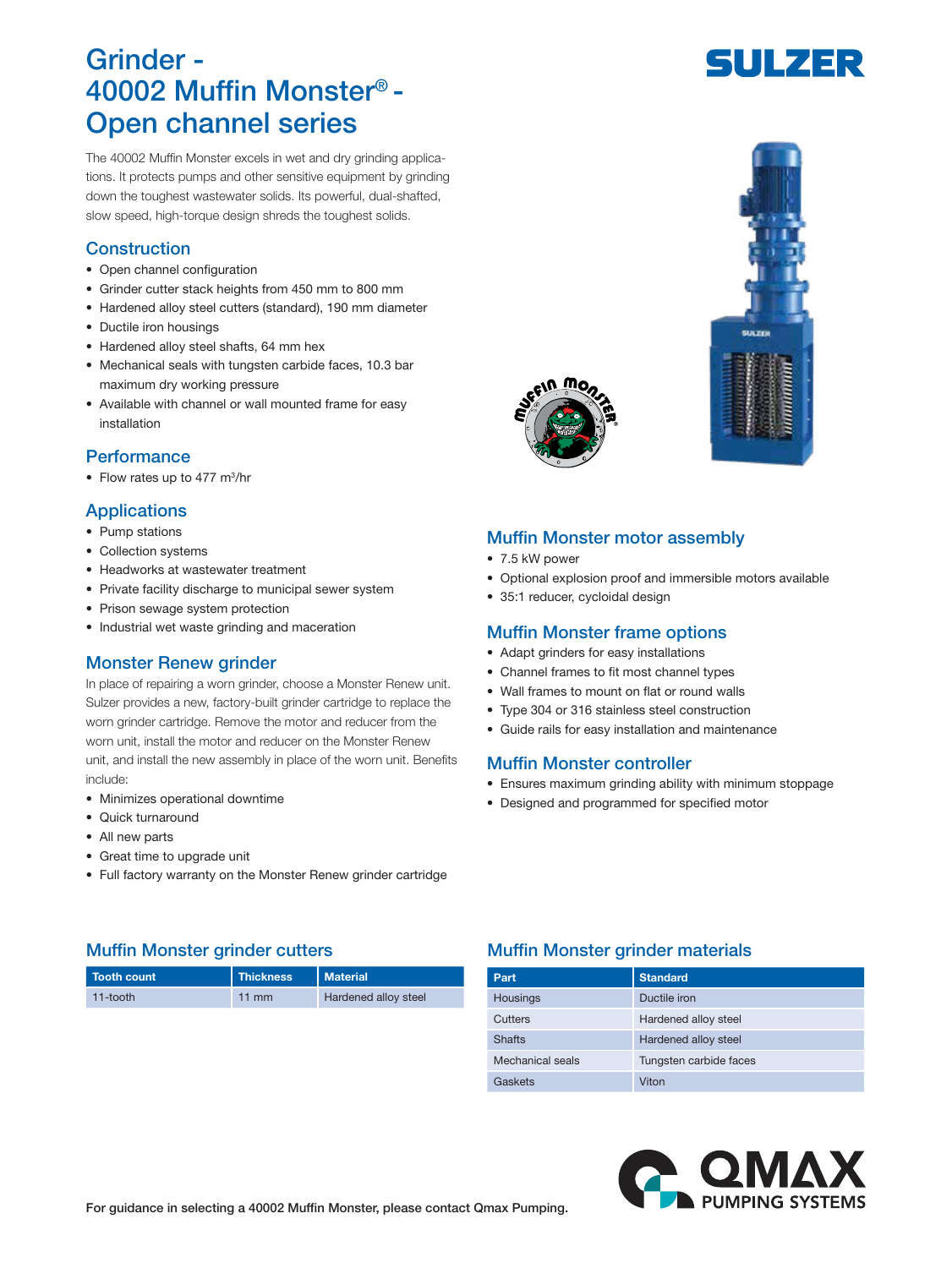# Grinder - 40002 Muffin Monster® - Open channel series

SULZER

The 40002 Muffin Monster excels in wet and dry grinding applications. It protects pumps and other sensitive equipment by grinding down the toughest wastewater solids. Its powerful, dual-shafted, slow speed, high-torque design shreds the toughest solids.

## Construction

- Open channel configuration
- Grinder cutter stack heights from 450 mm to 800 mm
- Hardened alloy steel cutters (standard), 190 mm diameter
- Ductile iron housings
- Hardened alloy steel shafts, 64 mm hex
- Mechanical seals with tungsten carbide faces, 10.3 bar maximum dry working pressure
- Available with channel or wall mounted frame for easy installation

## Performance

- Flow rates up to 477 $m^3$/hr

## Applications

- Pump stations
- Collection systems
- Headworks at wastewater treatment
- Private facility discharge to municipal sewer system
- Prison sewage system protection
- Industrial wet waste grinding and maceration

## Monster Renew grinder

In place of repairing a worn grinder, choose a Monster Renew unit. Sulzer provides a new, factory-built grinder cartridge to replace the worn grinder cartridge. Remove the motor and reducer from the worn unit, install the motor and reducer on the Monster Renew unit, and install the new assembly in place of the worn unit. Benefits include:

- Minimizes operational downtime
- Quick turnaround
- All new parts
- Great time to upgrade unit
- Full factory warranty on the Monster Renew grinder cartridge

## Muffin Monster motor assembly

- 7.5 kW power
- Optional explosion proof and immersible motors available
- 35:1 reducer, cycloidal design

## Muffin Monster frame options

- Adapt grinders for easy installations
- Channel frames to fit most channel types
- Wall frames to mount on flat or round walls
- Type 304 or 316 stainless steel construction
- Guide rails for easy installation and maintenance

## Muffin Monster controller

- Ensures maximum grinding ability with minimum stoppage
- Designed and programmed for specified motor

## Muffin Monster grinder cutters

| Tooth count | Thickness | Material |
|---|---|---|
| 11-tooth | 11 mm | Hardened alloy steel |

## Muffin Monster grinder materials

| Part | Standard |
|---|---|
| Housings | Ductile iron |
| Cutters | Hardened alloy steel |
| Shafts | Hardened alloy steel |
| Mechanical seals | Tungsten carbide faces |
| Gaskets | Viton |

**For guidance in selecting a 40002 Muffin Monster, please contact Qmax Pumping.**

QMAX PUMPING SYSTEMS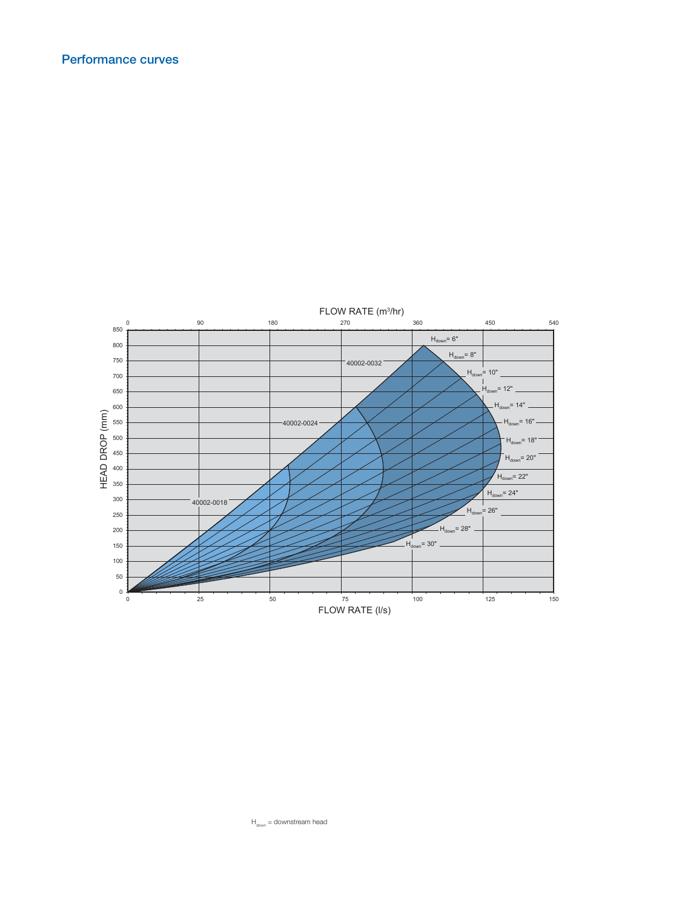## Performance curves

FLOW RATE (m³/hr)

0 | 90 | 180 | 270 | 360 | 450 | 540

HEAD DROP (mm)

850 | 800 | 750 | 700 | 650 | 600 | 550 | 500 | 450 | 400 | 350 | 300 | 250 | 200 | 150 | 100 | 50 | 0

40002-0018

40002-0024

40002-0032

$H_{down}$ = 6"

$H_{down}$ = 8"

$H_{down}$ = 10"

$H_{down}$ = 12"

$H_{down}$ = 14"

$H_{down}$ = 16"

$H_{down}$ = 18"

$H_{down}$ = 20"

$H_{down}$ = 22"

$H_{down}$ = 24"

$H_{down}$ = 26"

$H_{down}$ = 28"

$H_{down}$ = 30"

0 | 25 | 50 | 75 | 100 | 125 | 150

FLOW RATE (l/s)

$H_{down}$ = downstream head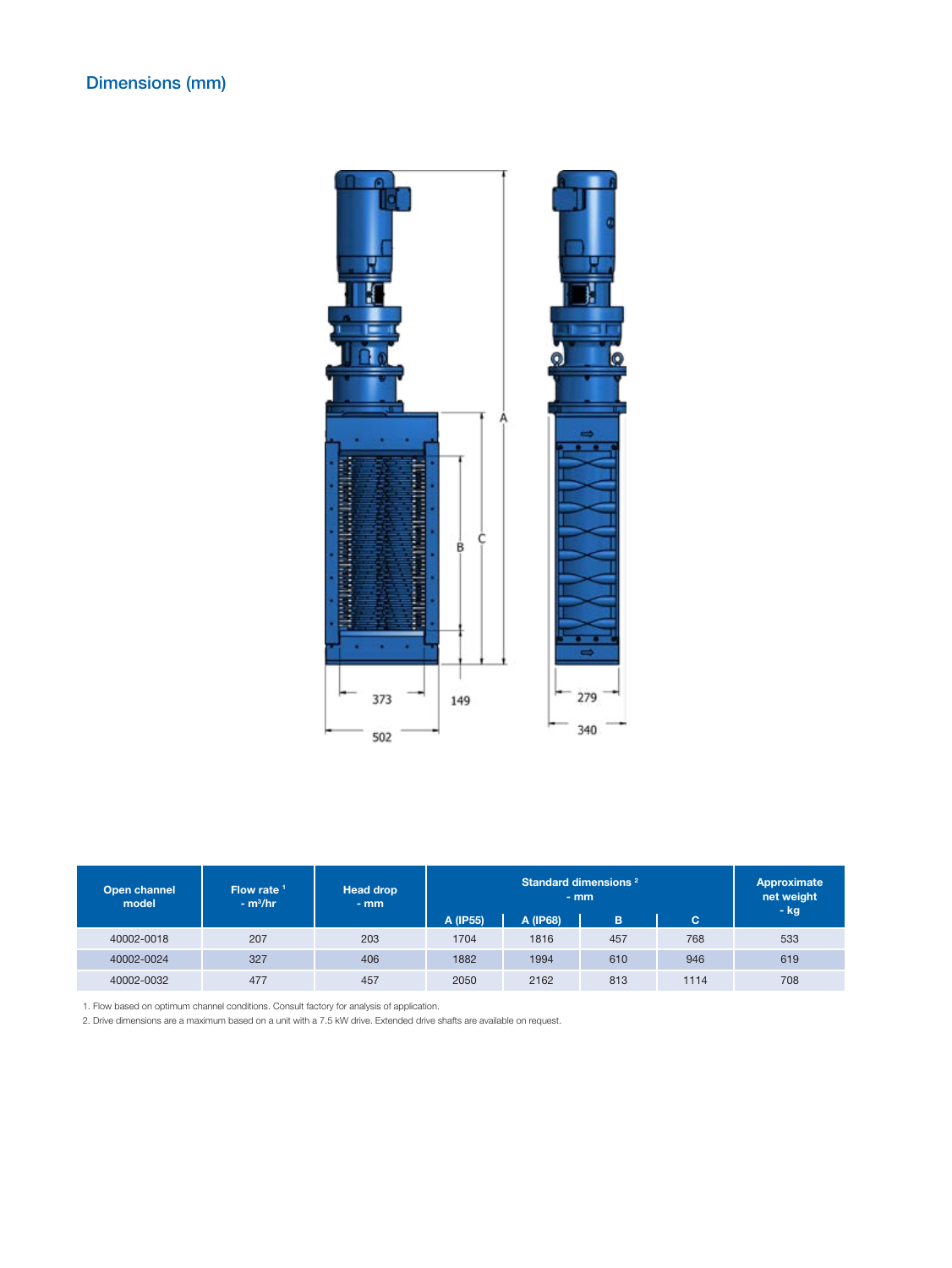## Dimensions (mm)

| Open channel model | Flow rate [1] - $m^3$/hr | Head drop - mm | Standard dimensions [2] - mm | | | | Approximate net weight - kg |
|---|---|---|---|---|---|---|---|
| | | | A (IP55) | A (IP68) | B | C | |
| 40002-0018 | 207 | 203 | 1704 | 1816 | 457 | 768 | 533 |
| 40002-0024 | 327 | 406 | 1882 | 1994 | 610 | 946 | 619 |
| 40002-0032 | 477 | 457 | 2050 | 2162 | 813 | 1114 | 708 |

1. Flow based on optimum channel conditions. Consult factory for analysis of application.
2. Drive dimensions are a maximum based on a unit with a 7.5 kW drive. Extended drive shafts are available on request.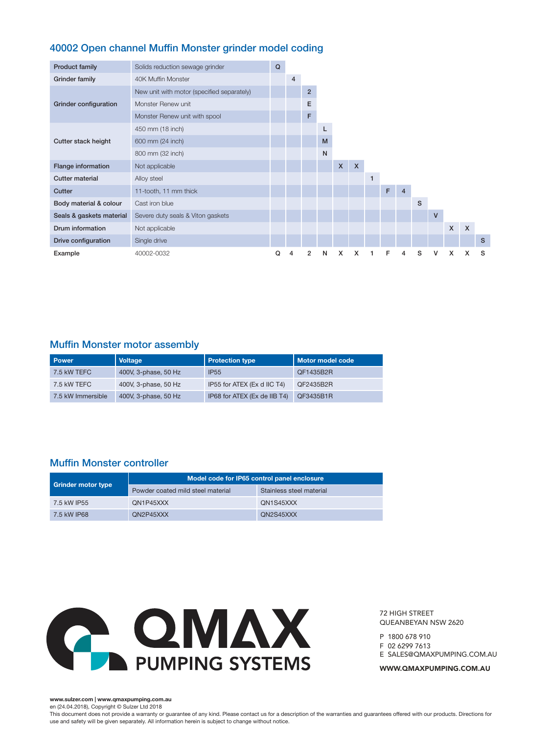## 40002 Open channel Muffin Monster grinder model coding

| | | | | | | | | | | | | | | | | |
|---|---|---|---|---|---|---|---|---|---|---|---|---|---|---|---|---|
| Product family | Solids reduction sewage grinder | Q | | | | | | | | | | | | | | |
| Grinder family | 40K Muffin Monster | | 4 | | | | | | | | | | | | | |
| Grinder configuration | New unit with motor (specified separately) | | | 2 | | | | | | | | | | | | |
| | Monster Renew unit | | | E | | | | | | | | | | | | |
| | Monster Renew unit with spool | | | F | | | | | | | | | | | | |
| Cutter stack height | 450 mm (18 inch) | | | | L | | | | | | | | | | | |
| | 600 mm (24 inch) | | | | M | | | | | | | | | | | |
| | 800 mm (32 inch) | | | | N | | | | | | | | | | | |
| Flange information | Not applicable | | | | | X | X | | | | | | | | | |
| Cutter material | Alloy steel | | | | | | | 1 | | | | | | | | |
| Cutter | 11-tooth, 11 mm thick | | | | | | | | F | 4 | | | | | | |
| Body material & colour | Cast iron blue | | | | | | | | | | S | | | | | |
| Seals & gaskets material | Severe duty seals & Viton gaskets | | | | | | | | | | | V | | | | |
| Drum information | Not applicable | | | | | | | | | | | | X | X | | |
| Drive configuration | Single drive | | | | | | | | | | | | | | S | |
| Example | 40002-0032 | Q | 4 | 2 | N | X | X | 1 | F | 4 | S | V | X | X | S | |

## Muffin Monster motor assembly

| Power | Voltage | Protection type | Motor model code |
|---|---|---|---|
| 7.5 kW TEFC | 400V, 3-phase, 50 Hz | IP55 | QF1435B2R |
| 7.5 kW TEFC | 400V, 3-phase, 50 Hz | IP55 for ATEX (Ex d IIC T4) | QF2435B2R |
| 7.5 kW Immersible | 400V, 3-phase, 50 Hz | IP68 for ATEX (Ex de IIB T4) | QF3435B1R |

## Muffin Monster controller

| Grinder motor type | Model code for IP65 control panel enclosure | |
|---|---|---|
| | Powder coated mild steel material | Stainless steel material |
| 7.5 kW IP55 | QN1P45XXX | QN1S45XXX |
| 7.5 kW IP68 | QN2P45XXX | QN2S45XXX |

QMAX PUMPING SYSTEMS

72 HIGH STREET
QUEANBEYAN NSW 2620

P 1800 678 910
F 02 6299 7613
E SALES@QMAXPUMPING.COM.AU

**WWW.QMAXPUMPING.COM.AU**

**www.sulzer.com | www.qmaxpumping.com.au**
en (24.04.2018), Copyright © Sulzer Ltd 2018
This document does not provide a warranty or guarantee of any kind. Please contact us for a description of the warranties and guarantees offered with our products. Directions for use and safety will be given separately. All information herein is subject to change without notice.